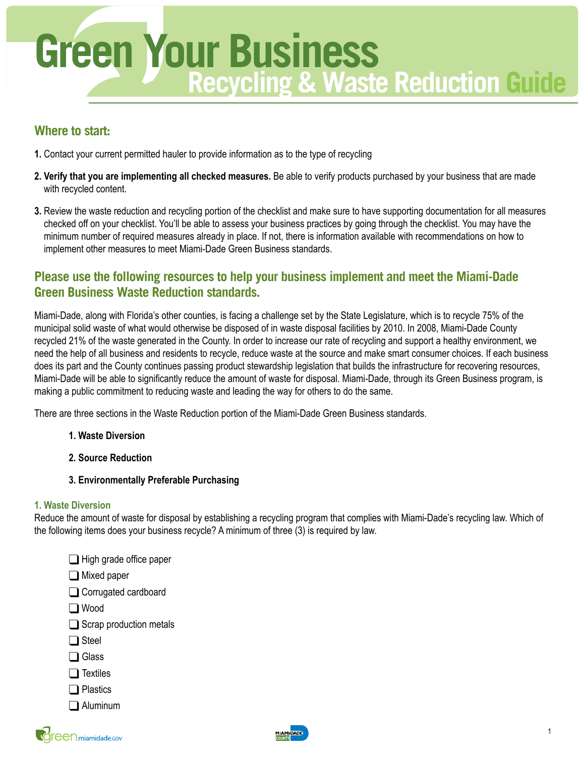# Green Your Business
## Recycling & Waste Reduction Guide

### Where to start:

1. Contact your current permitted hauler to provide information as to the type of recycling
2. **Verify that you are implementing all checked measures.** Be able to verify products purchased by your business that are made with recycled content.
3. Review the waste reduction and recycling portion of the checklist and make sure to have supporting documentation for all measures checked off on your checklist. You'll be able to assess your business practices by going through the checklist. You may have the minimum number of required measures already in place. If not, there is information available with recommendations on how to implement other measures to meet Miami-Dade Green Business standards.

### Please use the following resources to help your business implement and meet the Miami-Dade Green Business Waste Reduction standards.

Miami-Dade, along with Florida's other counties, is facing a challenge set by the State Legislature, which is to recycle 75% of the municipal solid waste of what would otherwise be disposed of in waste disposal facilities by 2010. In 2008, Miami-Dade County recycled 21% of the waste generated in the County. In order to increase our rate of recycling and support a healthy environment, we need the help of all business and residents to recycle, reduce waste at the source and make smart consumer choices. If each business does its part and the County continues passing product stewardship legislation that builds the infrastructure for recovering resources, Miami-Dade will be able to significantly reduce the amount of waste for disposal. Miami-Dade, through its Green Business program, is making a public commitment to reducing waste and leading the way for others to do the same.

There are three sections in the Waste Reduction portion of the Miami-Dade Green Business standards.

1. **Waste Diversion**
2. **Source Reduction**
3. **Environmentally Preferable Purchasing**

#### 1. Waste Diversion

Reduce the amount of waste for disposal by establishing a recycling program that complies with Miami-Dade's recycling law. Which of the following items does your business recycle? A minimum of three (3) is required by law.

- ☐ High grade office paper
- ☐ Mixed paper
- ☐ Corrugated cardboard
- ☐ Wood
- ☐ Scrap production metals
- ☐ Steel
- ☐ Glass
- ☐ Textiles
- ☐ Plastics
- ☐ Aluminum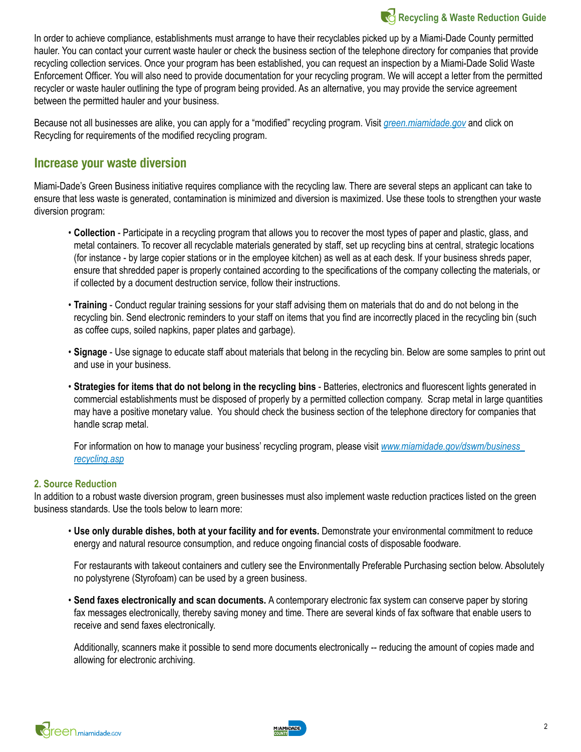In order to achieve compliance, establishments must arrange to have their recyclables picked up by a Miami-Dade County permitted hauler. You can contact your current waste hauler or check the business section of the telephone directory for companies that provide recycling collection services. Once your program has been established, you can request an inspection by a Miami-Dade Solid Waste Enforcement Officer. You will also need to provide documentation for your recycling program. We will accept a letter from the permitted recycler or waste hauler outlining the type of program being provided. As an alternative, you may provide the service agreement between the permitted hauler and your business.

Because not all businesses are alike, you can apply for a "modified" recycling program. Visit *green.miamidade.gov* and click on Recycling for requirements of the modified recycling program.

## Increase your waste diversion

Miami-Dade's Green Business initiative requires compliance with the recycling law. There are several steps an applicant can take to ensure that less waste is generated, contamination is minimized and diversion is maximized. Use these tools to strengthen your waste diversion program:

- **Collection** - Participate in a recycling program that allows you to recover the most types of paper and plastic, glass, and metal containers. To recover all recyclable materials generated by staff, set up recycling bins at central, strategic locations (for instance - by large copier stations or in the employee kitchen) as well as at each desk. If your business shreds paper, ensure that shredded paper is properly contained according to the specifications of the company collecting the materials, or if collected by a document destruction service, follow their instructions.

- **Training** - Conduct regular training sessions for your staff advising them on materials that do and do not belong in the recycling bin. Send electronic reminders to your staff on items that you find are incorrectly placed in the recycling bin (such as coffee cups, soiled napkins, paper plates and garbage).

- **Signage** - Use signage to educate staff about materials that belong in the recycling bin. Below are some samples to print out and use in your business.

- **Strategies for items that do not belong in the recycling bins** - Batteries, electronics and fluorescent lights generated in commercial establishments must be disposed of properly by a permitted collection company. Scrap metal in large quantities may have a positive monetary value. You should check the business section of the telephone directory for companies that handle scrap metal.

  For information on how to manage your business' recycling program, please visit *www.miamidade.gov/dswm/business_recycling.asp*

### 2. Source Reduction

In addition to a robust waste diversion program, green businesses must also implement waste reduction practices listed on the green business standards. Use the tools below to learn more:

- **Use only durable dishes, both at your facility and for events.** Demonstrate your environmental commitment to reduce energy and natural resource consumption, and reduce ongoing financial costs of disposable foodware.

  For restaurants with takeout containers and cutlery see the Environmentally Preferable Purchasing section below. Absolutely no polystyrene (Styrofoam) can be used by a green business.

- **Send faxes electronically and scan documents.** A contemporary electronic fax system can conserve paper by storing fax messages electronically, thereby saving money and time. There are several kinds of fax software that enable users to receive and send faxes electronically.

  Additionally, scanners make it possible to send more documents electronically -- reducing the amount of copies made and allowing for electronic archiving.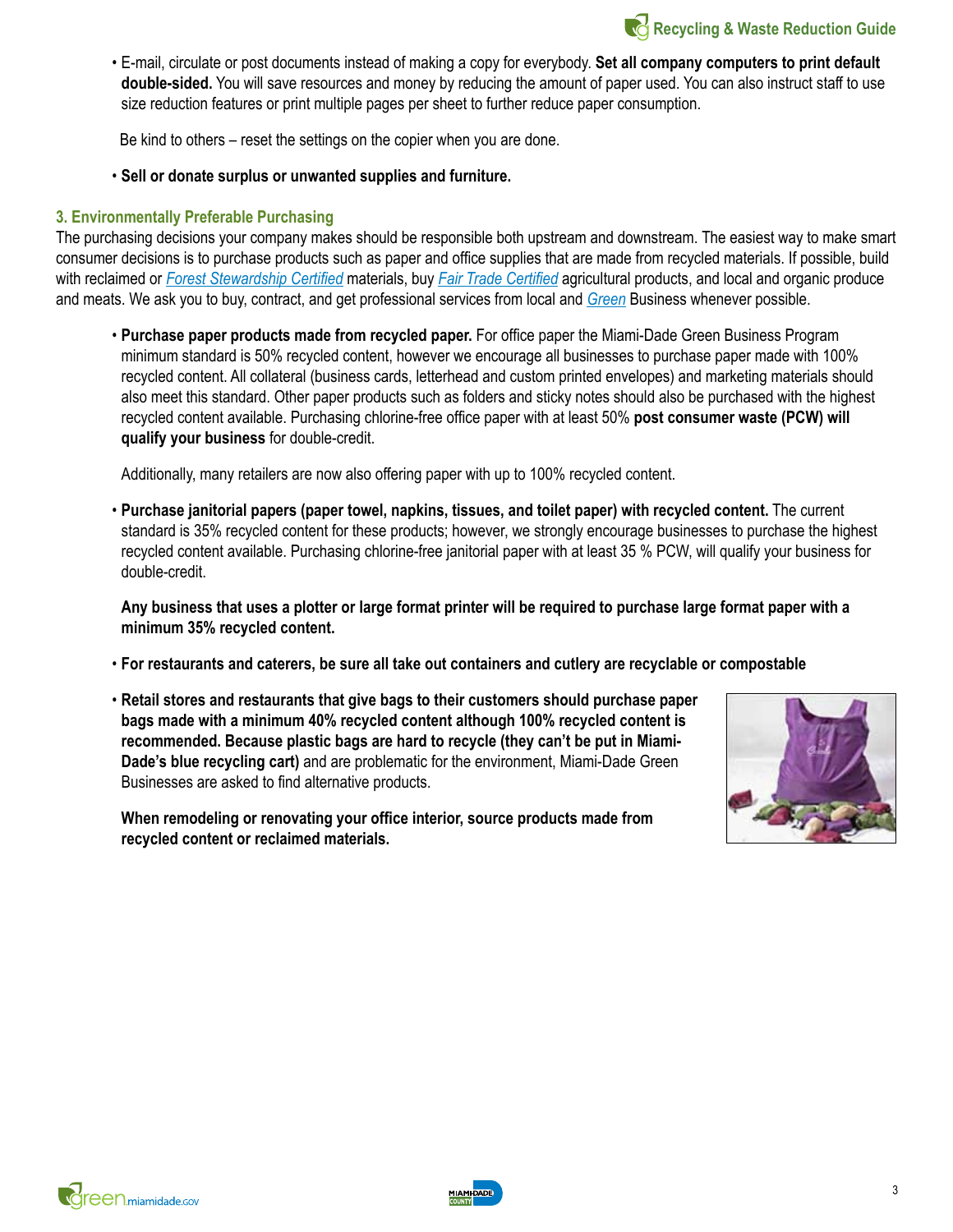- E-mail, circulate or post documents instead of making a copy for everybody. **Set all company computers to print default double-sided.** You will save resources and money by reducing the amount of paper used. You can also instruct staff to use size reduction features or print multiple pages per sheet to further reduce paper consumption.

  Be kind to others – reset the settings on the copier when you are done.

- **Sell or donate surplus or unwanted supplies and furniture.**

## 3. Environmentally Preferable Purchasing

The purchasing decisions your company makes should be responsible both upstream and downstream. The easiest way to make smart consumer decisions is to purchase products such as paper and office supplies that are made from recycled materials. If possible, build with reclaimed or *Forest Stewardship Certified* materials, buy *Fair Trade Certified* agricultural products, and local and organic produce and meats. We ask you to buy, contract, and get professional services from local and *Green* Business whenever possible.

- **Purchase paper products made from recycled paper.** For office paper the Miami-Dade Green Business Program minimum standard is 50% recycled content, however we encourage all businesses to purchase paper made with 100% recycled content. All collateral (business cards, letterhead and custom printed envelopes) and marketing materials should also meet this standard. Other paper products such as folders and sticky notes should also be purchased with the highest recycled content available. Purchasing chlorine-free office paper with at least 50% **post consumer waste (PCW) will qualify your business** for double-credit.

  Additionally, many retailers are now also offering paper with up to 100% recycled content.

- **Purchase janitorial papers (paper towel, napkins, tissues, and toilet paper) with recycled content.** The current standard is 35% recycled content for these products; however, we strongly encourage businesses to purchase the highest recycled content available. Purchasing chlorine-free janitorial paper with at least 35 % PCW, will qualify your business for double-credit.

  **Any business that uses a plotter or large format printer will be required to purchase large format paper with a minimum 35% recycled content.**

- **For restaurants and caterers, be sure all take out containers and cutlery are recyclable or compostable**

- **Retail stores and restaurants that give bags to their customers should purchase paper bags made with a minimum 40% recycled content although 100% recycled content is recommended. Because plastic bags are hard to recycle (they can't be put in Miami-Dade's blue recycling cart)** and are problematic for the environment, Miami-Dade Green Businesses are asked to find alternative products.

  **When remodeling or renovating your office interior, source products made from recycled content or reclaimed materials.**